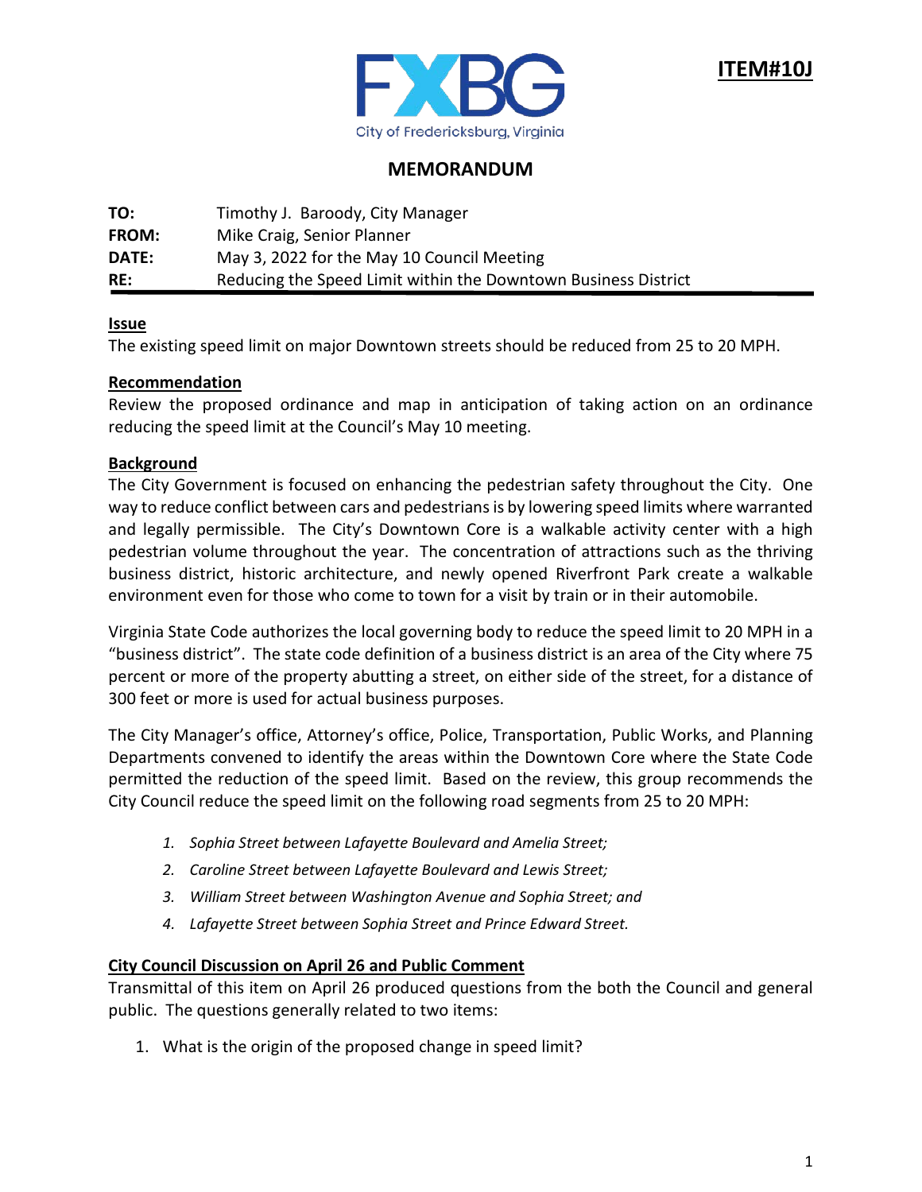**ITEM#10J**

FXBG
City of Fredericksburg, Virginia

# MEMORANDUM

**TO:** Timothy J. Baroody, City Manager
**FROM:** Mike Craig, Senior Planner
**DATE:** May 3, 2022 for the May 10 Council Meeting
**RE:** Reducing the Speed Limit within the Downtown Business District

## Issue

The existing speed limit on major Downtown streets should be reduced from 25 to 20 MPH.

## Recommendation

Review the proposed ordinance and map in anticipation of taking action on an ordinance reducing the speed limit at the Council's May 10 meeting.

## Background

The City Government is focused on enhancing the pedestrian safety throughout the City. One way to reduce conflict between cars and pedestrians is by lowering speed limits where warranted and legally permissible. The City's Downtown Core is a walkable activity center with a high pedestrian volume throughout the year. The concentration of attractions such as the thriving business district, historic architecture, and newly opened Riverfront Park create a walkable environment even for those who come to town for a visit by train or in their automobile.

Virginia State Code authorizes the local governing body to reduce the speed limit to 20 MPH in a "business district". The state code definition of a business district is an area of the City where 75 percent or more of the property abutting a street, on either side of the street, for a distance of 300 feet or more is used for actual business purposes.

The City Manager's office, Attorney's office, Police, Transportation, Public Works, and Planning Departments convened to identify the areas within the Downtown Core where the State Code permitted the reduction of the speed limit. Based on the review, this group recommends the City Council reduce the speed limit on the following road segments from 25 to 20 MPH:

1. *Sophia Street between Lafayette Boulevard and Amelia Street;*
2. *Caroline Street between Lafayette Boulevard and Lewis Street;*
3. *William Street between Washington Avenue and Sophia Street; and*
4. *Lafayette Street between Sophia Street and Prince Edward Street.*

## City Council Discussion on April 26 and Public Comment

Transmittal of this item on April 26 produced questions from the both the Council and general public. The questions generally related to two items:

1. What is the origin of the proposed change in speed limit?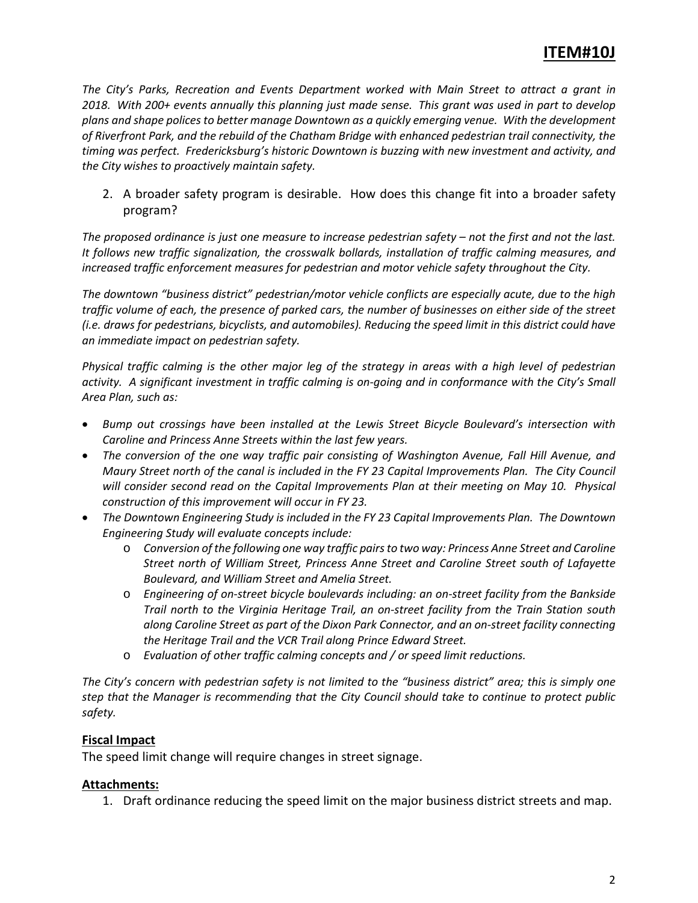**ITEM#10J**

*The City's Parks, Recreation and Events Department worked with Main Street to attract a grant in 2018. With 200+ events annually this planning just made sense. This grant was used in part to develop plans and shape polices to better manage Downtown as a quickly emerging venue. With the development of Riverfront Park, and the rebuild of the Chatham Bridge with enhanced pedestrian trail connectivity, the timing was perfect. Fredericksburg's historic Downtown is buzzing with new investment and activity, and the City wishes to proactively maintain safety.*

2. A broader safety program is desirable. How does this change fit into a broader safety program?

*The proposed ordinance is just one measure to increase pedestrian safety – not the first and not the last. It follows new traffic signalization, the crosswalk bollards, installation of traffic calming measures, and increased traffic enforcement measures for pedestrian and motor vehicle safety throughout the City.*

*The downtown "business district" pedestrian/motor vehicle conflicts are especially acute, due to the high traffic volume of each, the presence of parked cars, the number of businesses on either side of the street (i.e. draws for pedestrians, bicyclists, and automobiles). Reducing the speed limit in this district could have an immediate impact on pedestrian safety.*

*Physical traffic calming is the other major leg of the strategy in areas with a high level of pedestrian activity. A significant investment in traffic calming is on-going and in conformance with the City's Small Area Plan, such as:*

- *Bump out crossings have been installed at the Lewis Street Bicycle Boulevard's intersection with Caroline and Princess Anne Streets within the last few years.*
- *The conversion of the one way traffic pair consisting of Washington Avenue, Fall Hill Avenue, and Maury Street north of the canal is included in the FY 23 Capital Improvements Plan. The City Council will consider second read on the Capital Improvements Plan at their meeting on May 10. Physical construction of this improvement will occur in FY 23.*
- *The Downtown Engineering Study is included in the FY 23 Capital Improvements Plan. The Downtown Engineering Study will evaluate concepts include:*
  - *Conversion of the following one way traffic pairs to two way: Princess Anne Street and Caroline Street north of William Street, Princess Anne Street and Caroline Street south of Lafayette Boulevard, and William Street and Amelia Street.*
  - *Engineering of on-street bicycle boulevards including: an on-street facility from the Bankside Trail north to the Virginia Heritage Trail, an on-street facility from the Train Station south along Caroline Street as part of the Dixon Park Connector, and an on-street facility connecting the Heritage Trail and the VCR Trail along Prince Edward Street.*
  - *Evaluation of other traffic calming concepts and / or speed limit reductions.*

*The City's concern with pedestrian safety is not limited to the "business district" area; this is simply one step that the Manager is recommending that the City Council should take to continue to protect public safety.*

**Fiscal Impact**

The speed limit change will require changes in street signage.

**Attachments:**

1. Draft ordinance reducing the speed limit on the major business district streets and map.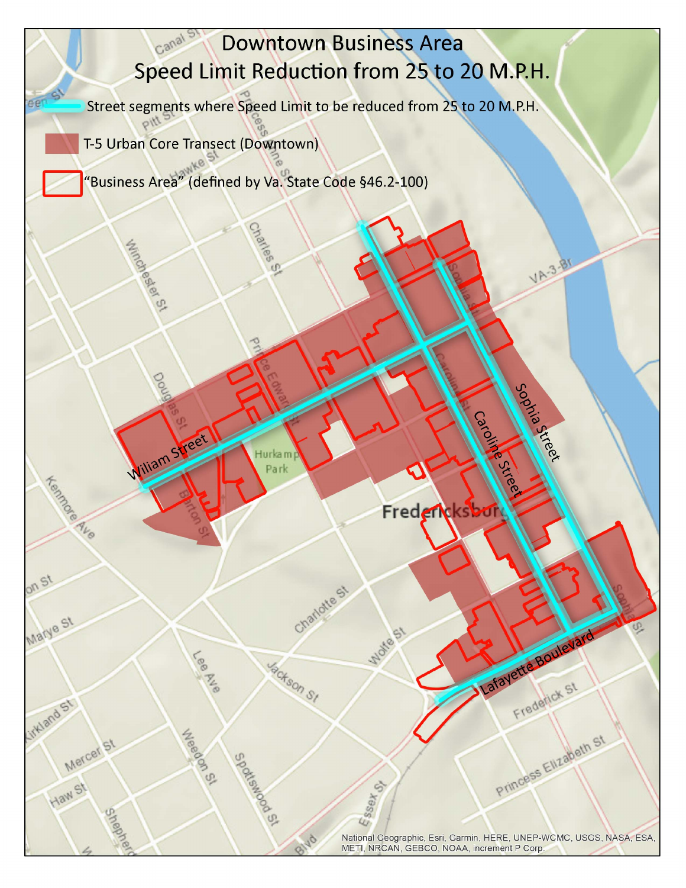# Downtown Business Area
# Speed Limit Reduction from 25 to 20 M.P.H.

- Street segments where Speed Limit to be reduced from 25 to 20 M.P.H.
- T-5 Urban Core Transect (Downtown)
- "Business Area" (defined by Va. State Code §46.2-100)

Wiliam Street

Caroline Street

Sophia Street

Lafayette Boulevard

Fredericksburg

National Geographic, Esri, Garmin, HERE, UNEP-WCMC, USGS, NASA, ESA, METI, NRCAN, GEBCO, NOAA, increment P Corp.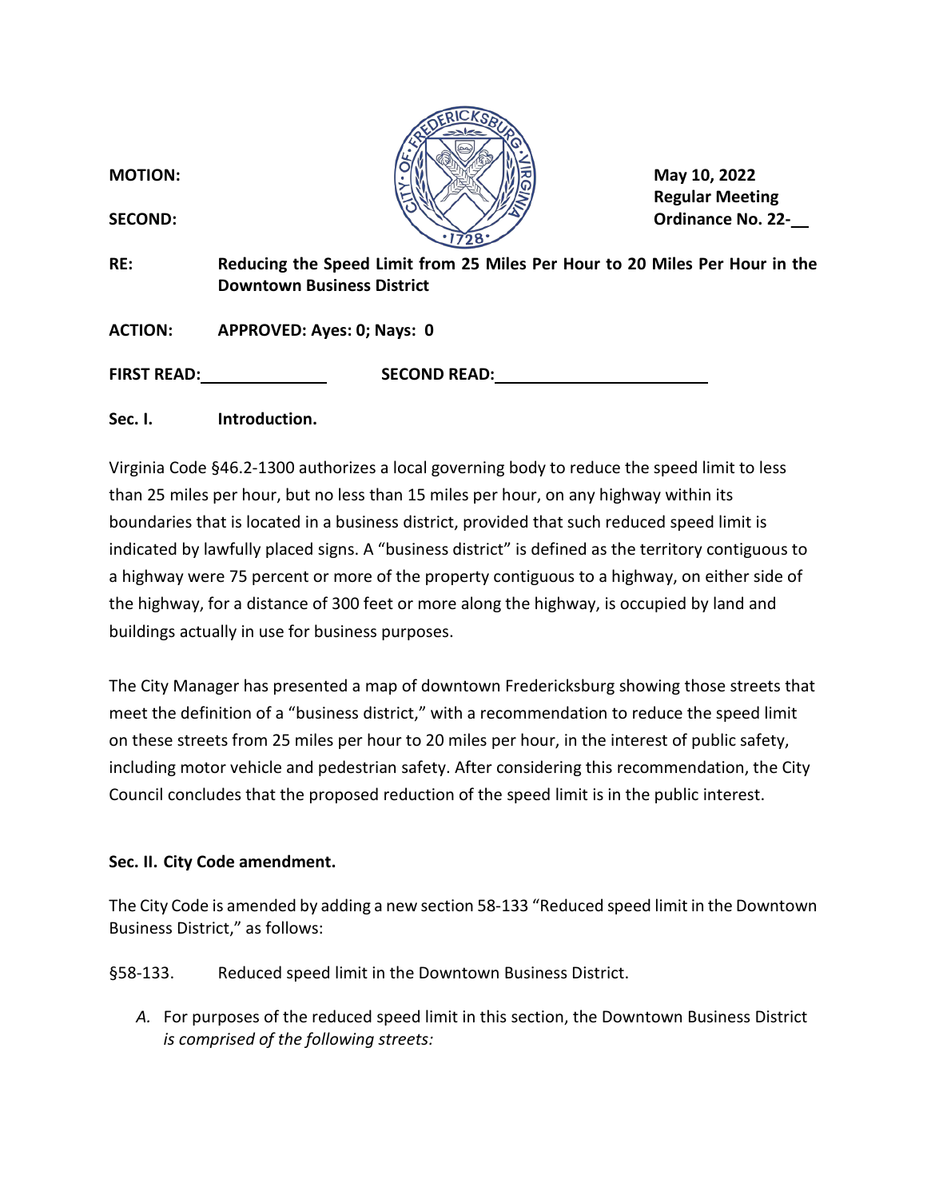**MOTION:**

**SECOND:**

**May 10, 2022**
**Regular Meeting**
**Ordinance No. 22-__**

**RE:** **Reducing the Speed Limit from 25 Miles Per Hour to 20 Miles Per Hour in the Downtown Business District**

**ACTION:** **APPROVED: Ayes: 0; Nays: 0**

**FIRST READ:**______________ **SECOND READ:**________________________

**Sec. I. Introduction.**

Virginia Code §46.2-1300 authorizes a local governing body to reduce the speed limit to less than 25 miles per hour, but no less than 15 miles per hour, on any highway within its boundaries that is located in a business district, provided that such reduced speed limit is indicated by lawfully placed signs. A "business district" is defined as the territory contiguous to a highway were 75 percent or more of the property contiguous to a highway, on either side of the highway, for a distance of 300 feet or more along the highway, is occupied by land and buildings actually in use for business purposes.

The City Manager has presented a map of downtown Fredericksburg showing those streets that meet the definition of a "business district," with a recommendation to reduce the speed limit on these streets from 25 miles per hour to 20 miles per hour, in the interest of public safety, including motor vehicle and pedestrian safety. After considering this recommendation, the City Council concludes that the proposed reduction of the speed limit is in the public interest.

**Sec. II. City Code amendment.**

The City Code is amended by adding a new section 58-133 "Reduced speed limit in the Downtown Business District," as follows:

§58-133. Reduced speed limit in the Downtown Business District.

*A.* For purposes of the reduced speed limit in this section, the Downtown Business District *is comprised of the following streets:*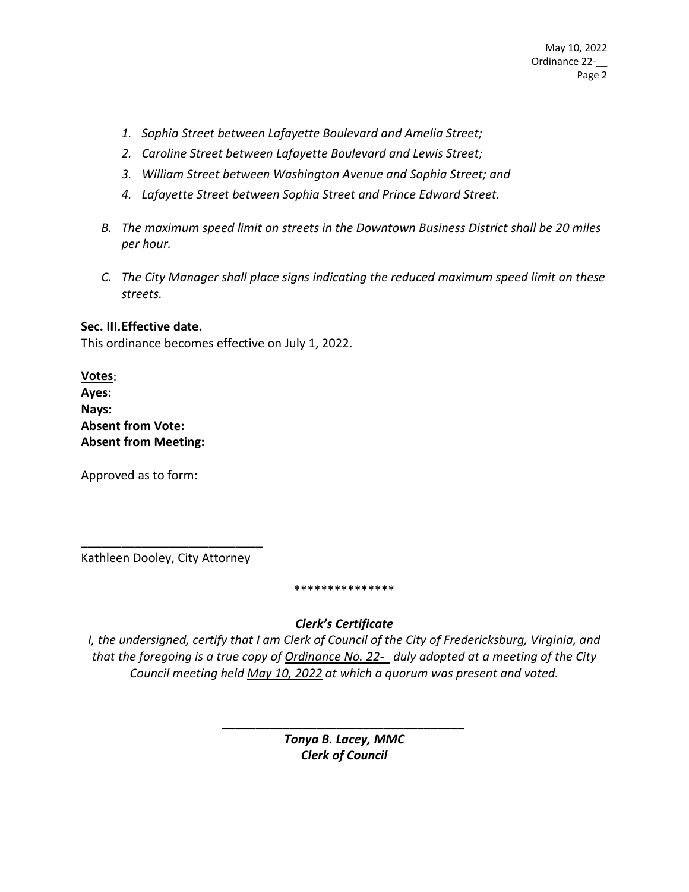1. *Sophia Street between Lafayette Boulevard and Amelia Street;*
2. *Caroline Street between Lafayette Boulevard and Lewis Street;*
3. *William Street between Washington Avenue and Sophia Street; and*
4. *Lafayette Street between Sophia Street and Prince Edward Street.*

*B. The maximum speed limit on streets in the Downtown Business District shall be 20 miles per hour.*

*C. The City Manager shall place signs indicating the reduced maximum speed limit on these streets.*

**Sec. III. Effective date.**

This ordinance becomes effective on July 1, 2022.

**Votes**:
**Ayes:**
**Nays:**
**Absent from Vote:**
**Absent from Meeting:**

Approved as to form:

___________________________
Kathleen Dooley, City Attorney

***************

***Clerk's Certificate***

*I, the undersigned, certify that I am Clerk of Council of the City of Fredericksburg, Virginia, and that the foregoing is a true copy of Ordinance No. 22-__ duly adopted at a meeting of the City Council meeting held May 10, 2022 at which a quorum was present and voted.*

______________________________________
***Tonya B. Lacey, MMC***
***Clerk of Council***